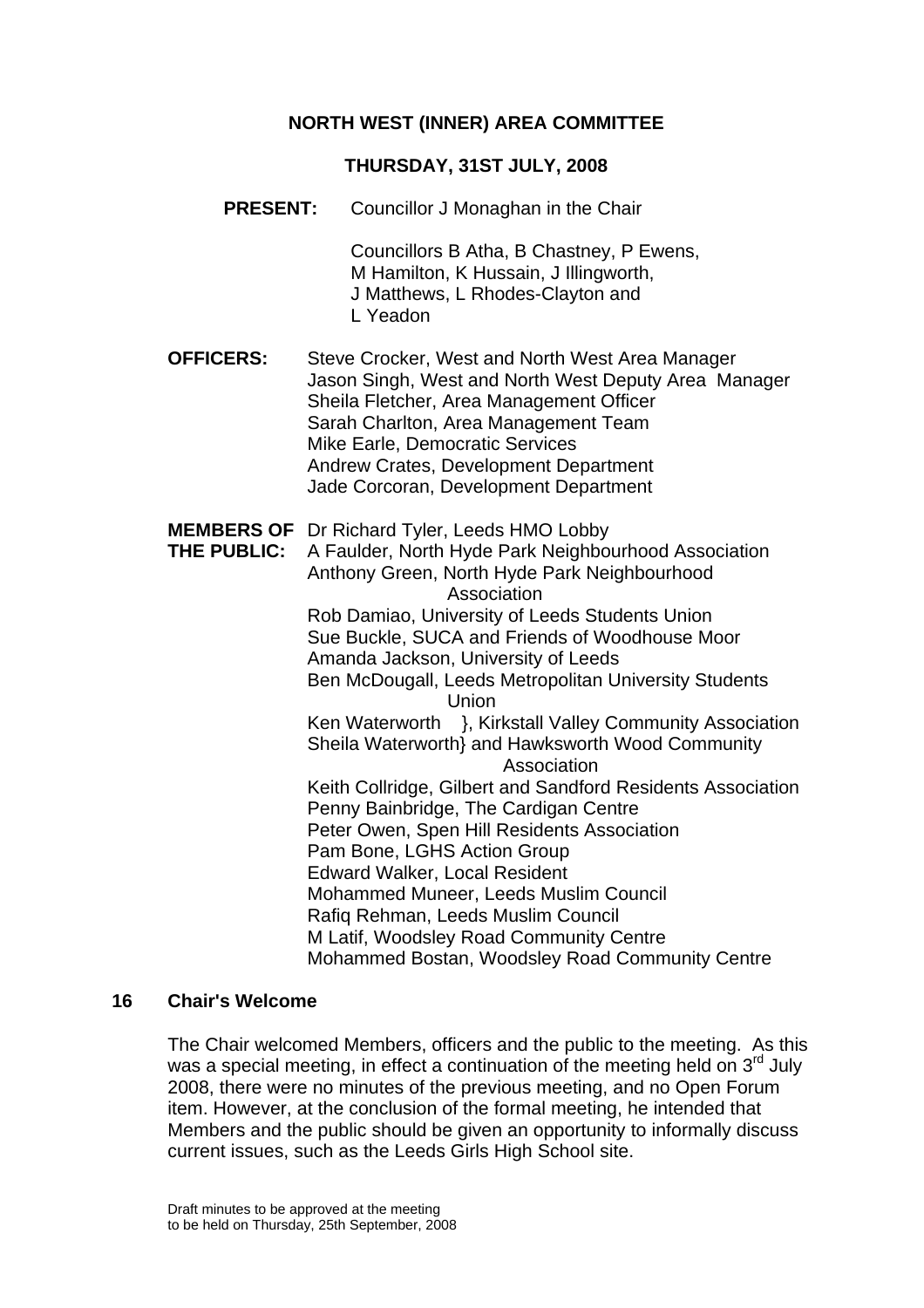# NORTH WEST (INNER) AREA COMMITTEE

## THURSDAY, 31ST JULY, 2008

**PRESENT:** Councillor J Monaghan in the Chair

Councillors B Atha, B Chastney, P Ewens, M Hamilton, K Hussain, J Illingworth, J Matthews, L Rhodes-Clayton and L Yeadon

**OFFICERS:**
Steve Crocker, West and North West Area Manager
Jason Singh, West and North West Deputy Area Manager
Sheila Fletcher, Area Management Officer
Sarah Charlton, Area Management Team
Mike Earle, Democratic Services
Andrew Crates, Development Department
Jade Corcoran, Development Department

**MEMBERS OF THE PUBLIC:**
Dr Richard Tyler, Leeds HMO Lobby
A Faulder, North Hyde Park Neighbourhood Association
Anthony Green, North Hyde Park Neighbourhood Association
Rob Damiao, University of Leeds Students Union
Sue Buckle, SUCA and Friends of Woodhouse Moor
Amanda Jackson, University of Leeds
Ben McDougall, Leeds Metropolitan University Students Union
Ken Waterworth }, Kirkstall Valley Community Association
Sheila Waterworth} and Hawksworth Wood Community Association
Keith Collridge, Gilbert and Sandford Residents Association
Penny Bainbridge, The Cardigan Centre
Peter Owen, Spen Hill Residents Association
Pam Bone, LGHS Action Group
Edward Walker, Local Resident
Mohammed Muneer, Leeds Muslim Council
Rafiq Rehman, Leeds Muslim Council
M Latif, Woodsley Road Community Centre
Mohammed Bostan, Woodsley Road Community Centre

### 16 Chair's Welcome

The Chair welcomed Members, officers and the public to the meeting. As this was a special meeting, in effect a continuation of the meeting held on 3rd July 2008, there were no minutes of the previous meeting, and no Open Forum item. However, at the conclusion of the formal meeting, he intended that Members and the public should be given an opportunity to informally discuss current issues, such as the Leeds Girls High School site.

Draft minutes to be approved at the meeting to be held on Thursday, 25th September, 2008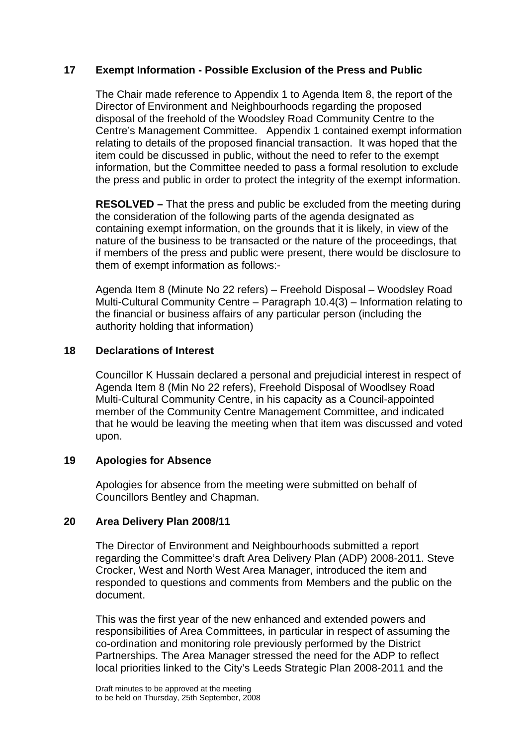## 17 Exempt Information - Possible Exclusion of the Press and Public

The Chair made reference to Appendix 1 to Agenda Item 8, the report of the Director of Environment and Neighbourhoods regarding the proposed disposal of the freehold of the Woodsley Road Community Centre to the Centre's Management Committee. Appendix 1 contained exempt information relating to details of the proposed financial transaction. It was hoped that the item could be discussed in public, without the need to refer to the exempt information, but the Committee needed to pass a formal resolution to exclude the press and public in order to protect the integrity of the exempt information.

**RESOLVED –** That the press and public be excluded from the meeting during the consideration of the following parts of the agenda designated as containing exempt information, on the grounds that it is likely, in view of the nature of the business to be transacted or the nature of the proceedings, that if members of the press and public were present, there would be disclosure to them of exempt information as follows:-

Agenda Item 8 (Minute No 22 refers) – Freehold Disposal – Woodsley Road Multi-Cultural Community Centre – Paragraph 10.4(3) – Information relating to the financial or business affairs of any particular person (including the authority holding that information)

## 18 Declarations of Interest

Councillor K Hussain declared a personal and prejudicial interest in respect of Agenda Item 8 (Min No 22 refers), Freehold Disposal of Woodlsey Road Multi-Cultural Community Centre, in his capacity as a Council-appointed member of the Community Centre Management Committee, and indicated that he would be leaving the meeting when that item was discussed and voted upon.

## 19 Apologies for Absence

Apologies for absence from the meeting were submitted on behalf of Councillors Bentley and Chapman.

## 20 Area Delivery Plan 2008/11

The Director of Environment and Neighbourhoods submitted a report regarding the Committee's draft Area Delivery Plan (ADP) 2008-2011. Steve Crocker, West and North West Area Manager, introduced the item and responded to questions and comments from Members and the public on the document.

This was the first year of the new enhanced and extended powers and responsibilities of Area Committees, in particular in respect of assuming the co-ordination and monitoring role previously performed by the District Partnerships. The Area Manager stressed the need for the ADP to reflect local priorities linked to the City's Leeds Strategic Plan 2008-2011 and the

Draft minutes to be approved at the meeting
to be held on Thursday, 25th September, 2008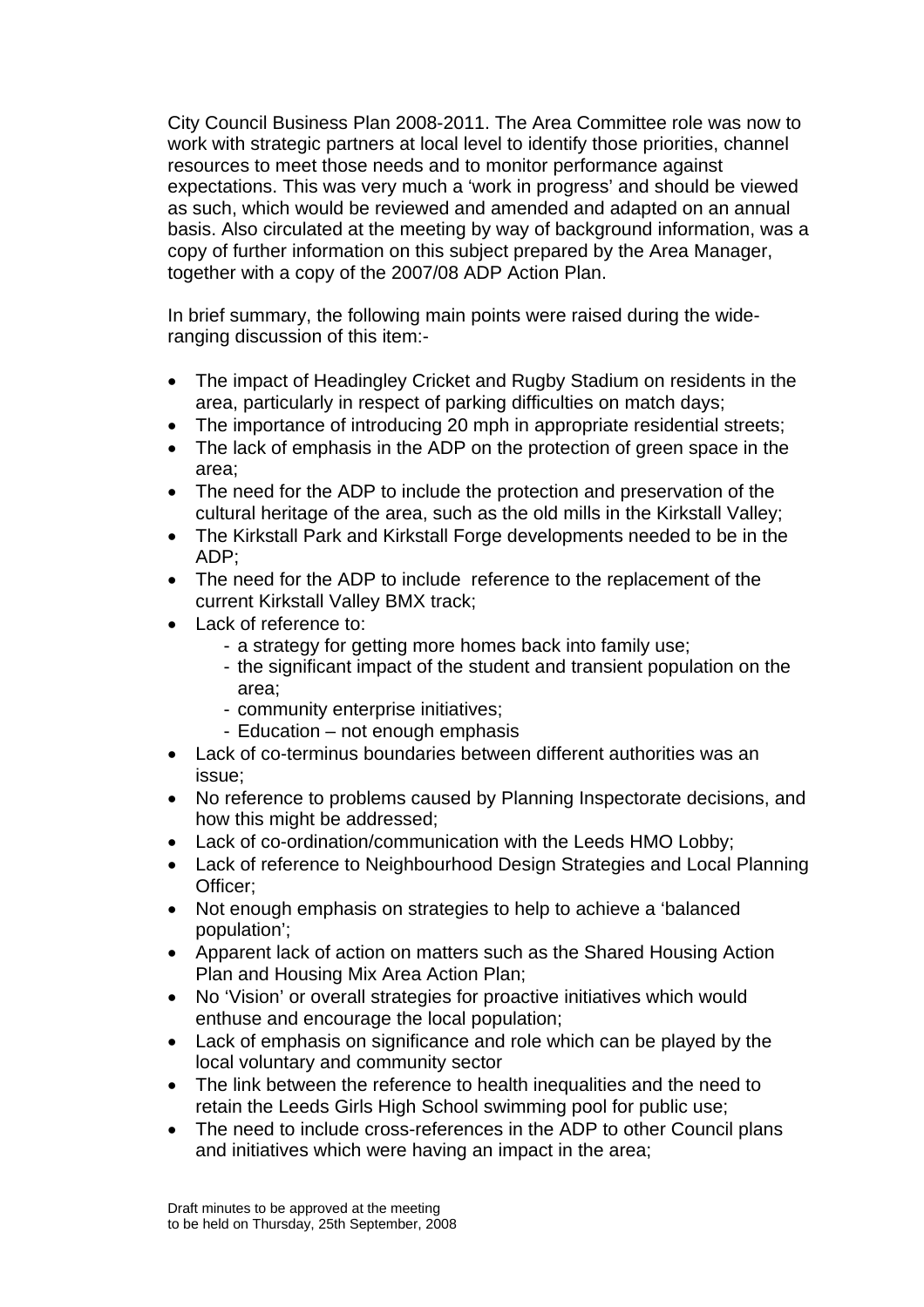City Council Business Plan 2008-2011. The Area Committee role was now to work with strategic partners at local level to identify those priorities, channel resources to meet those needs and to monitor performance against expectations. This was very much a 'work in progress' and should be viewed as such, which would be reviewed and amended and adapted on an annual basis. Also circulated at the meeting by way of background information, was a copy of further information on this subject prepared by the Area Manager, together with a copy of the 2007/08 ADP Action Plan.

In brief summary, the following main points were raised during the wide-ranging discussion of this item:-

- The impact of Headingley Cricket and Rugby Stadium on residents in the area, particularly in respect of parking difficulties on match days;
- The importance of introducing 20 mph in appropriate residential streets;
- The lack of emphasis in the ADP on the protection of green space in the area;
- The need for the ADP to include the protection and preservation of the cultural heritage of the area, such as the old mills in the Kirkstall Valley;
- The Kirkstall Park and Kirkstall Forge developments needed to be in the ADP;
- The need for the ADP to include reference to the replacement of the current Kirkstall Valley BMX track;
- Lack of reference to:
    - a strategy for getting more homes back into family use;
    - the significant impact of the student and transient population on the area;
    - community enterprise initiatives;
    - Education – not enough emphasis
- Lack of co-terminus boundaries between different authorities was an issue;
- No reference to problems caused by Planning Inspectorate decisions, and how this might be addressed;
- Lack of co-ordination/communication with the Leeds HMO Lobby;
- Lack of reference to Neighbourhood Design Strategies and Local Planning Officer;
- Not enough emphasis on strategies to help to achieve a 'balanced population';
- Apparent lack of action on matters such as the Shared Housing Action Plan and Housing Mix Area Action Plan;
- No 'Vision' or overall strategies for proactive initiatives which would enthuse and encourage the local population;
- Lack of emphasis on significance and role which can be played by the local voluntary and community sector
- The link between the reference to health inequalities and the need to retain the Leeds Girls High School swimming pool for public use;
- The need to include cross-references in the ADP to other Council plans and initiatives which were having an impact in the area;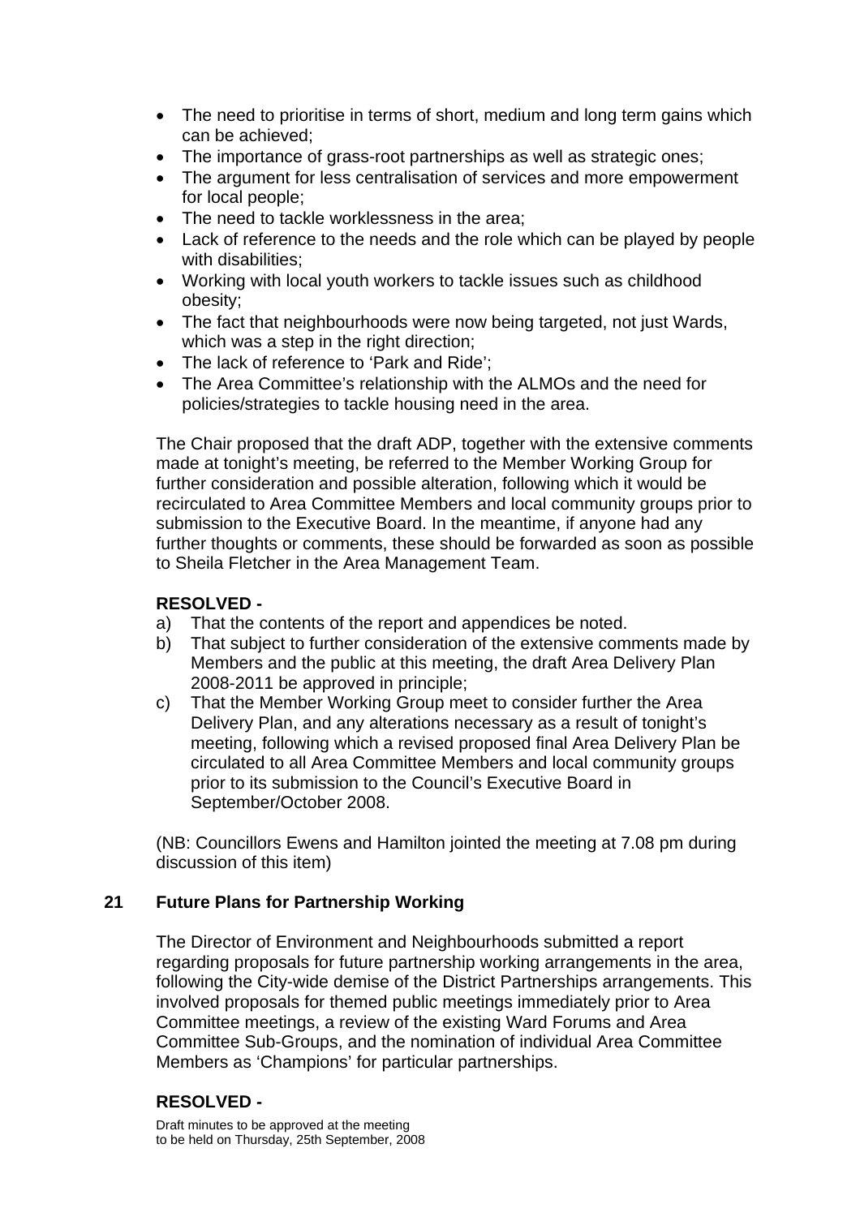- The need to prioritise in terms of short, medium and long term gains which can be achieved;
- The importance of grass-root partnerships as well as strategic ones;
- The argument for less centralisation of services and more empowerment for local people;
- The need to tackle worklessness in the area;
- Lack of reference to the needs and the role which can be played by people with disabilities;
- Working with local youth workers to tackle issues such as childhood obesity;
- The fact that neighbourhoods were now being targeted, not just Wards, which was a step in the right direction;
- The lack of reference to 'Park and Ride';
- The Area Committee's relationship with the ALMOs and the need for policies/strategies to tackle housing need in the area.

The Chair proposed that the draft ADP, together with the extensive comments made at tonight's meeting, be referred to the Member Working Group for further consideration and possible alteration, following which it would be recirculated to Area Committee Members and local community groups prior to submission to the Executive Board. In the meantime, if anyone had any further thoughts or comments, these should be forwarded as soon as possible to Sheila Fletcher in the Area Management Team.

**RESOLVED -**

a) That the contents of the report and appendices be noted.
b) That subject to further consideration of the extensive comments made by Members and the public at this meeting, the draft Area Delivery Plan 2008-2011 be approved in principle;
c) That the Member Working Group meet to consider further the Area Delivery Plan, and any alterations necessary as a result of tonight's meeting, following which a revised proposed final Area Delivery Plan be circulated to all Area Committee Members and local community groups prior to its submission to the Council's Executive Board in September/October 2008.

(NB: Councillors Ewens and Hamilton jointed the meeting at 7.08 pm during discussion of this item)

## 21 Future Plans for Partnership Working

The Director of Environment and Neighbourhoods submitted a report regarding proposals for future partnership working arrangements in the area, following the City-wide demise of the District Partnerships arrangements. This involved proposals for themed public meetings immediately prior to Area Committee meetings, a review of the existing Ward Forums and Area Committee Sub-Groups, and the nomination of individual Area Committee Members as 'Champions' for particular partnerships.

**RESOLVED -**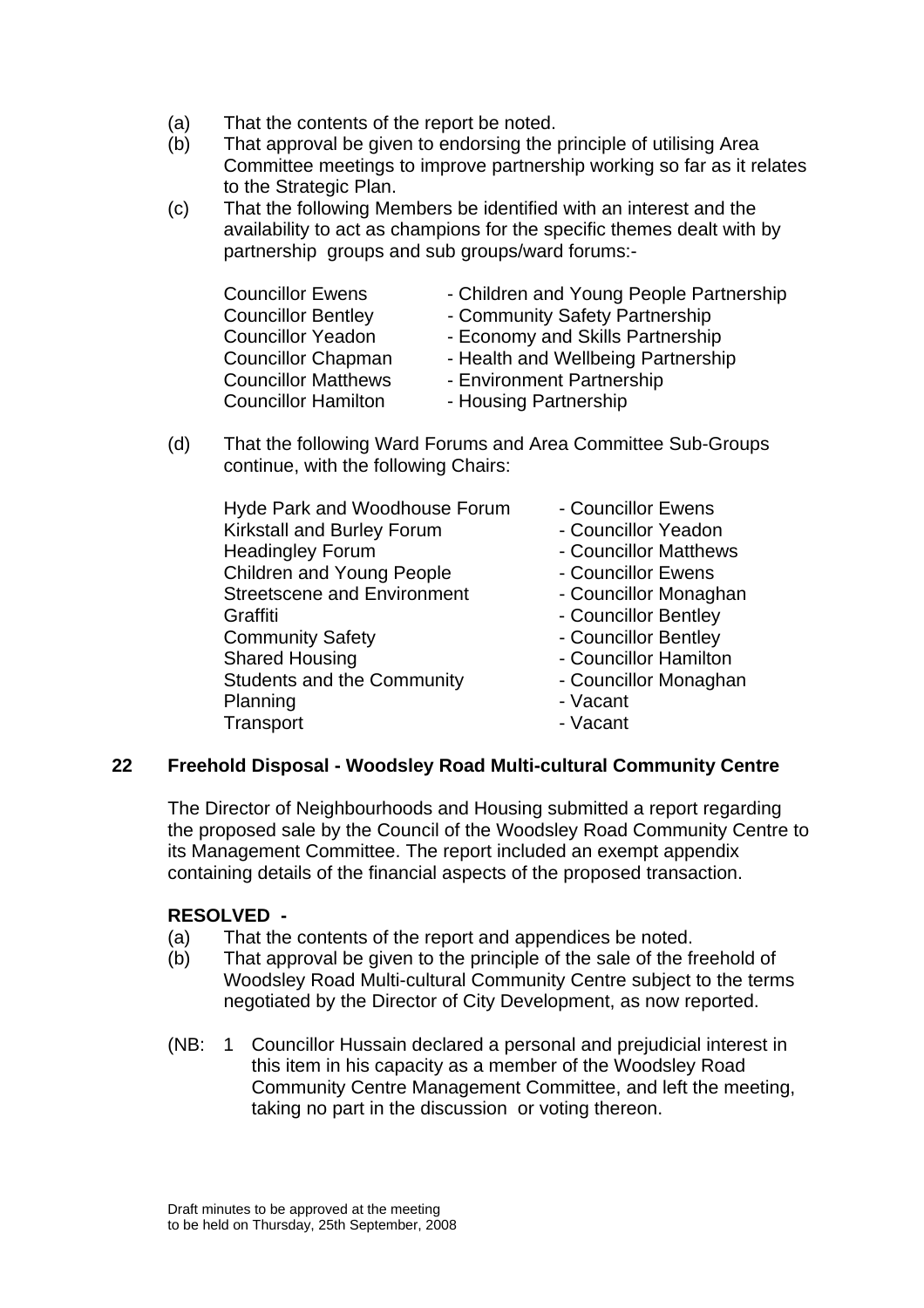(a) That the contents of the report be noted.

(b) That approval be given to endorsing the principle of utilising Area Committee meetings to improve partnership working so far as it relates to the Strategic Plan.

(c) That the following Members be identified with an interest and the availability to act as champions for the specific themes dealt with by partnership groups and sub groups/ward forums:-

| | |
|---|---|
| Councillor Ewens | - Children and Young People Partnership |
| Councillor Bentley | - Community Safety Partnership |
| Councillor Yeadon | - Economy and Skills Partnership |
| Councillor Chapman | - Health and Wellbeing Partnership |
| Councillor Matthews | - Environment Partnership |
| Councillor Hamilton | - Housing Partnership |

(d) That the following Ward Forums and Area Committee Sub-Groups continue, with the following Chairs:

| | |
|---|---|
| Hyde Park and Woodhouse Forum | - Councillor Ewens |
| Kirkstall and Burley Forum | - Councillor Yeadon |
| Headingley Forum | - Councillor Matthews |
| Children and Young People | - Councillor Ewens |
| Streetscene and Environment | - Councillor Monaghan |
| Graffiti | - Councillor Bentley |
| Community Safety | - Councillor Bentley |
| Shared Housing | - Councillor Hamilton |
| Students and the Community | - Councillor Monaghan |
| Planning | - Vacant |
| Transport | - Vacant |

## 22 Freehold Disposal - Woodsley Road Multi-cultural Community Centre

The Director of Neighbourhoods and Housing submitted a report regarding the proposed sale by the Council of the Woodsley Road Community Centre to its Management Committee. The report included an exempt appendix containing details of the financial aspects of the proposed transaction.

**RESOLVED -**

(a) That the contents of the report and appendices be noted.

(b) That approval be given to the principle of the sale of the freehold of Woodsley Road Multi-cultural Community Centre subject to the terms negotiated by the Director of City Development, as now reported.

(NB: 1 Councillor Hussain declared a personal and prejudicial interest in this item in his capacity as a member of the Woodsley Road Community Centre Management Committee, and left the meeting, taking no part in the discussion or voting thereon.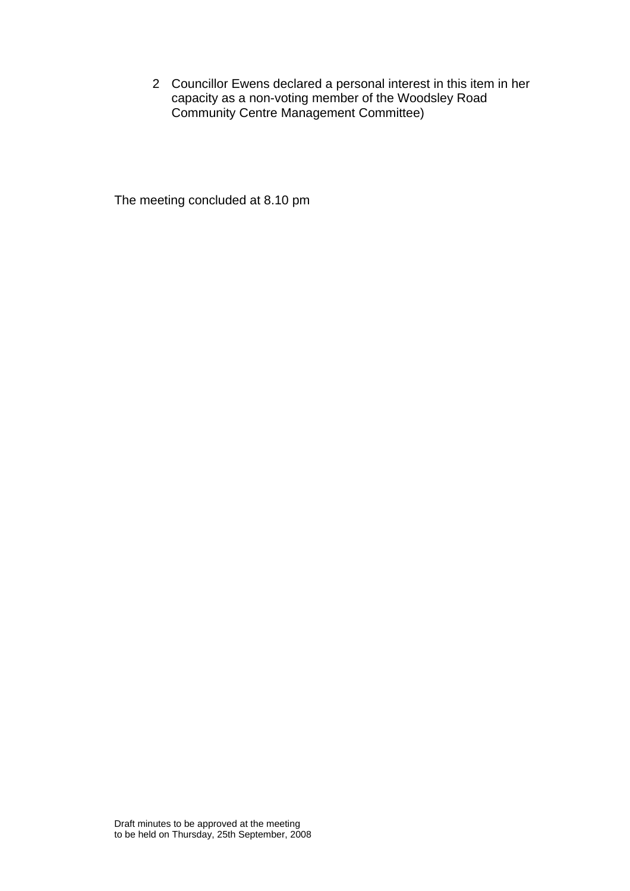2 Councillor Ewens declared a personal interest in this item in her capacity as a non-voting member of the Woodsley Road Community Centre Management Committee)

The meeting concluded at 8.10 pm